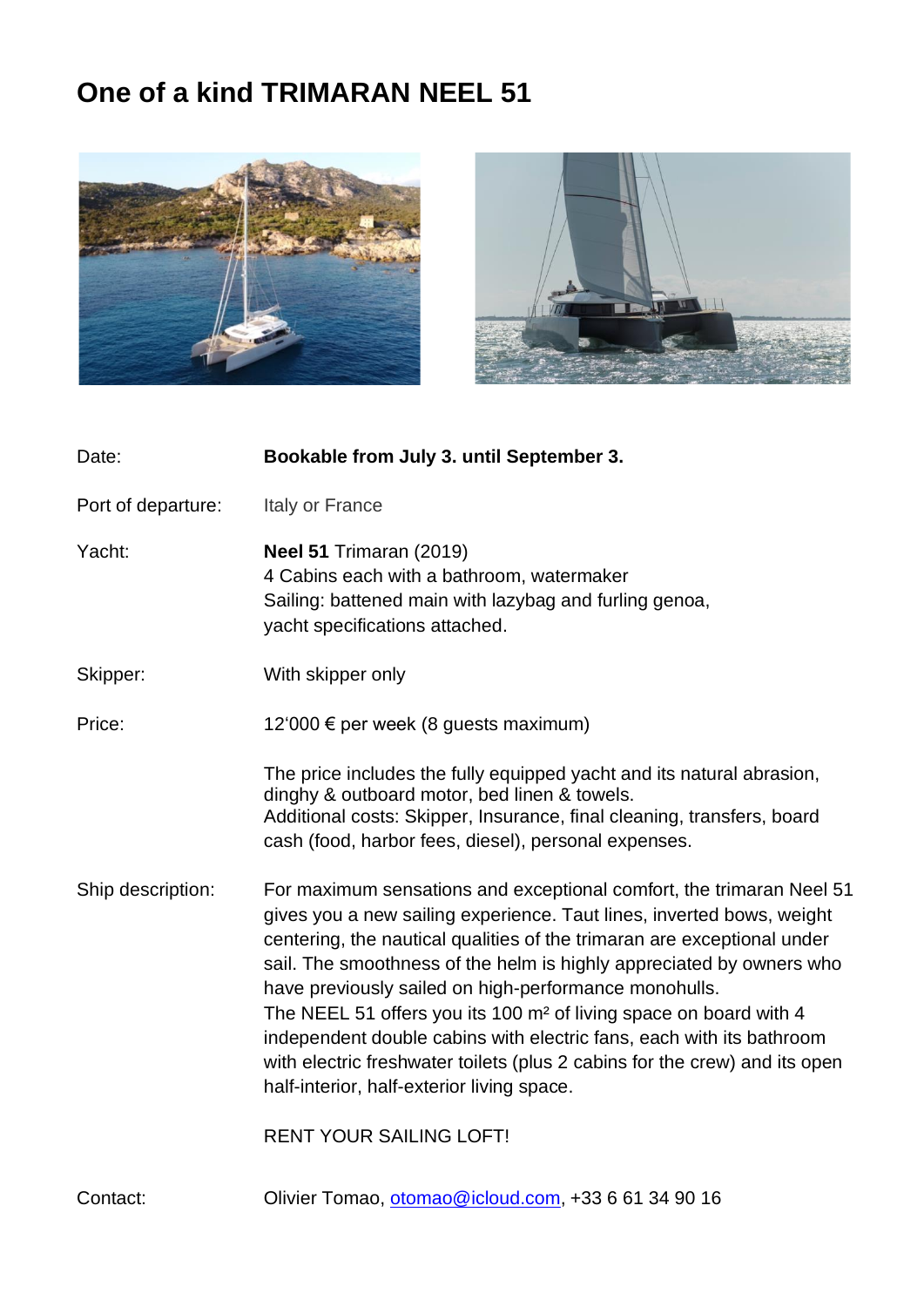# One of a kind TRIMARAN NEEL 51

| | |
|---|---|
| Date: | **Bookable from July 3. until September 3.** |
| Port of departure: | Italy or France |
| Yacht: | **Neel 51** Trimaran (2019)<br>4 Cabins each with a bathroom, watermaker<br>Sailing: battened main with lazybag and furling genoa,<br>yacht specifications attached. |
| Skipper: | With skipper only |
| Price: | 12'000 € per week (8 guests maximum)<br><br>The price includes the fully equipped yacht and its natural abrasion, dinghy & outboard motor, bed linen & towels.<br>Additional costs: Skipper, Insurance, final cleaning, transfers, board cash (food, harbor fees, diesel), personal expenses. |
| Ship description: | For maximum sensations and exceptional comfort, the trimaran Neel 51 gives you a new sailing experience. Taut lines, inverted bows, weight centering, the nautical qualities of the trimaran are exceptional under sail. The smoothness of the helm is highly appreciated by owners who have previously sailed on high-performance monohulls.<br>The NEEL 51 offers you its 100 m² of living space on board with 4 independent double cabins with electric fans, each with its bathroom with electric freshwater toilets (plus 2 cabins for the crew) and its open half-interior, half-exterior living space.<br><br>RENT YOUR SAILING LOFT! |
| Contact: | Olivier Tomao, otomao@icloud.com, +33 6 61 34 90 16 |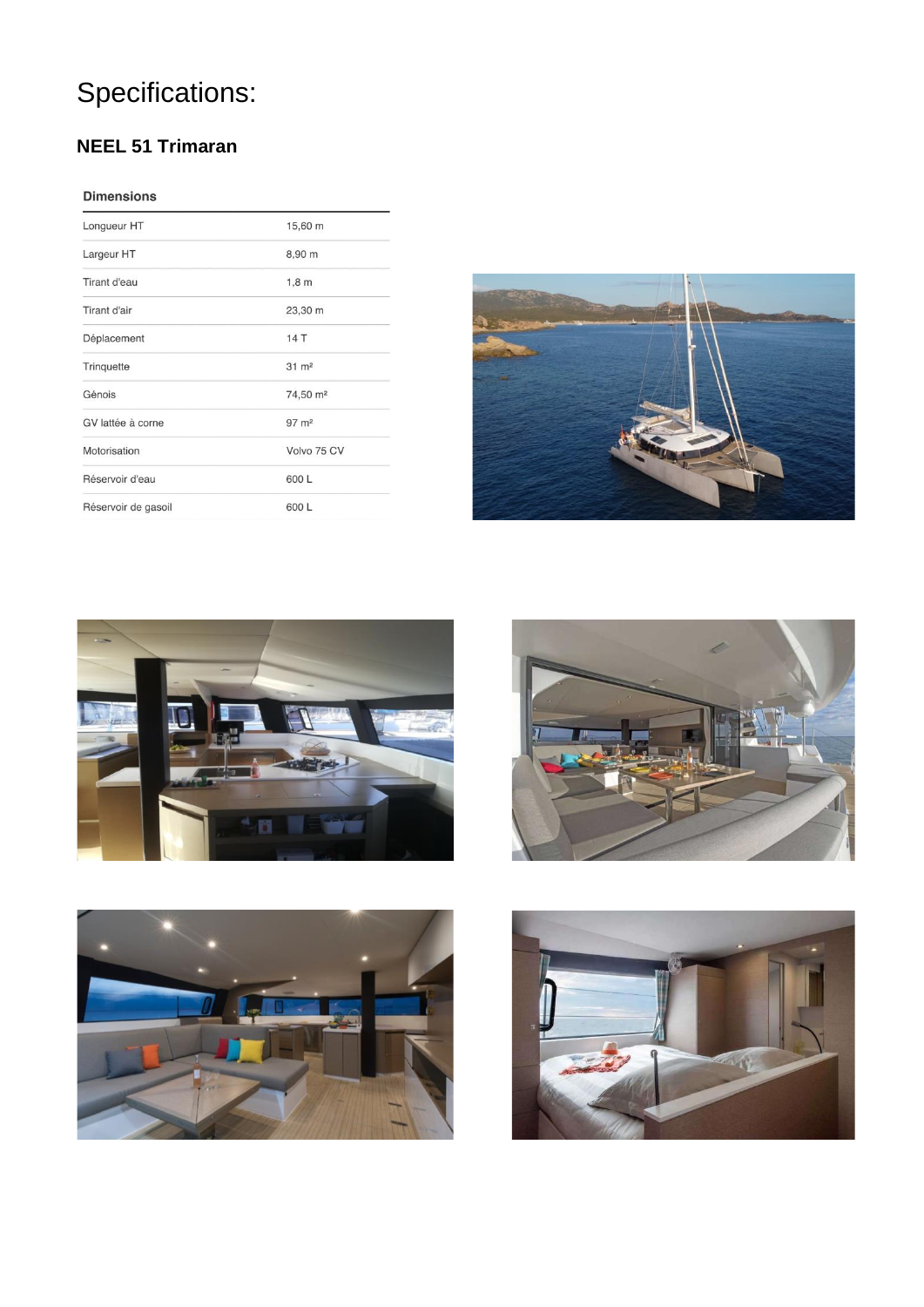# Specifications:

## NEEL 51 Trimaran

| Dimensions | |
|---|---|
| Longueur HT | 15,60 m |
| Largeur HT | 8,90 m |
| Tirant d'eau | 1,8 m |
| Tirant d'air | 23,30 m |
| Déplacement | 14 T |
| Trinquette | 31 m² |
| Génois | 74,50 m² |
| GV lattée à corne | 97 m² |
| Motorisation | Volvo 75 CV |
| Réservoir d'eau | 600 L |
| Réservoir de gasoil | 600 L |